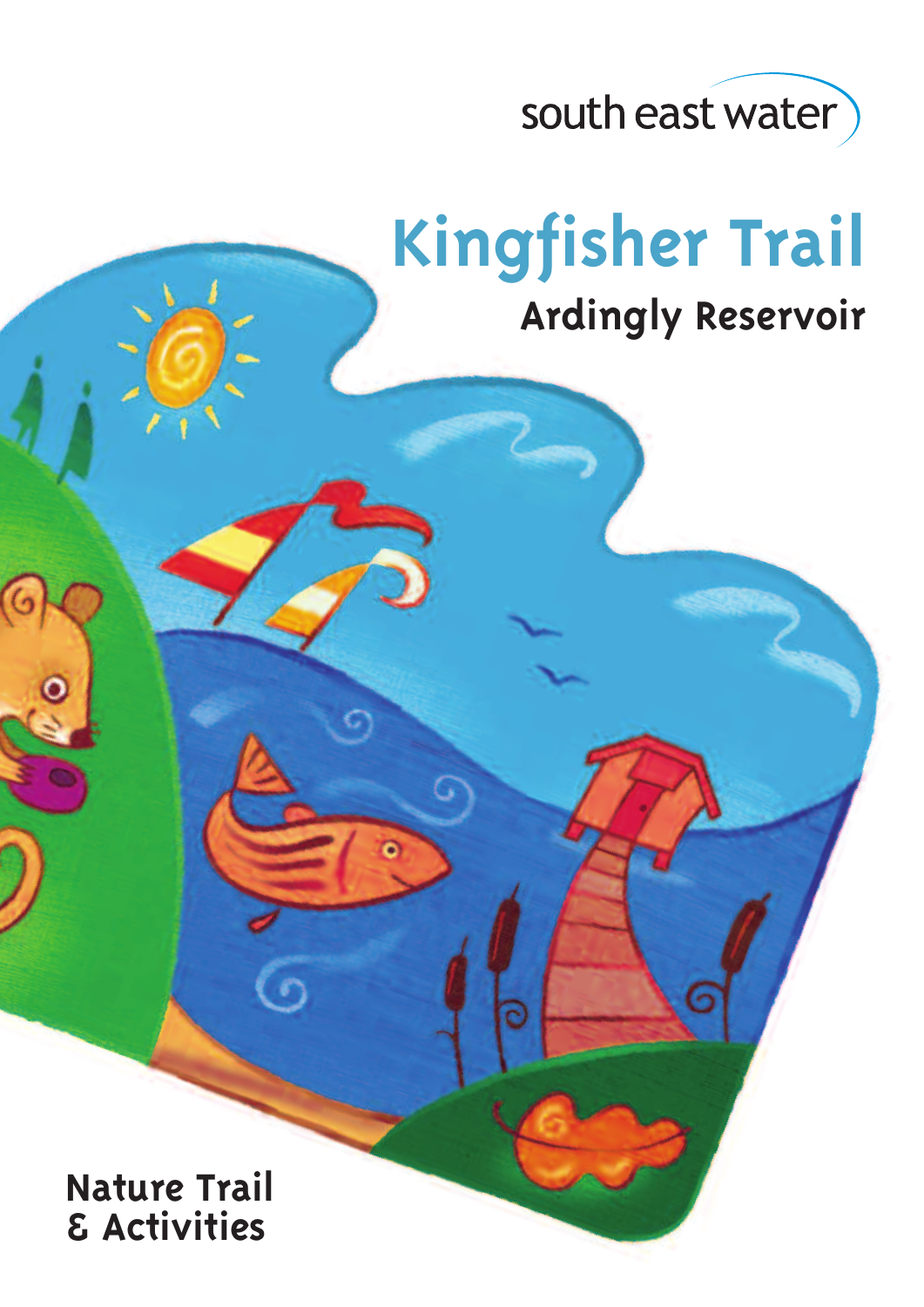south east water

# Kingfisher Trail

## Ardingly Reservoir

**Nature Trail & Activities**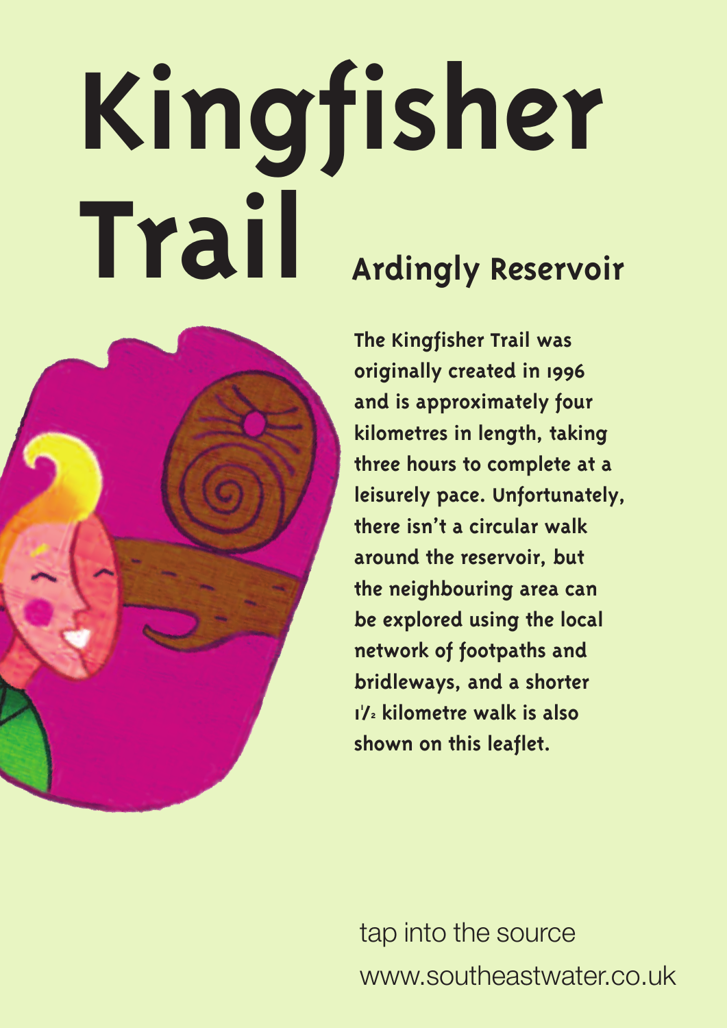# Kingfisher Trail

## Ardingly Reservoir

**The Kingfisher Trail was originally created in 1996 and is approximately four kilometres in length, taking three hours to complete at a leisurely pace. Unfortunately, there isn't a circular walk around the reservoir, but the neighbouring area can be explored using the local network of footpaths and bridleways, and a shorter 1½ kilometre walk is also shown on this leaflet.**

tap into the source

www.southeastwater.co.uk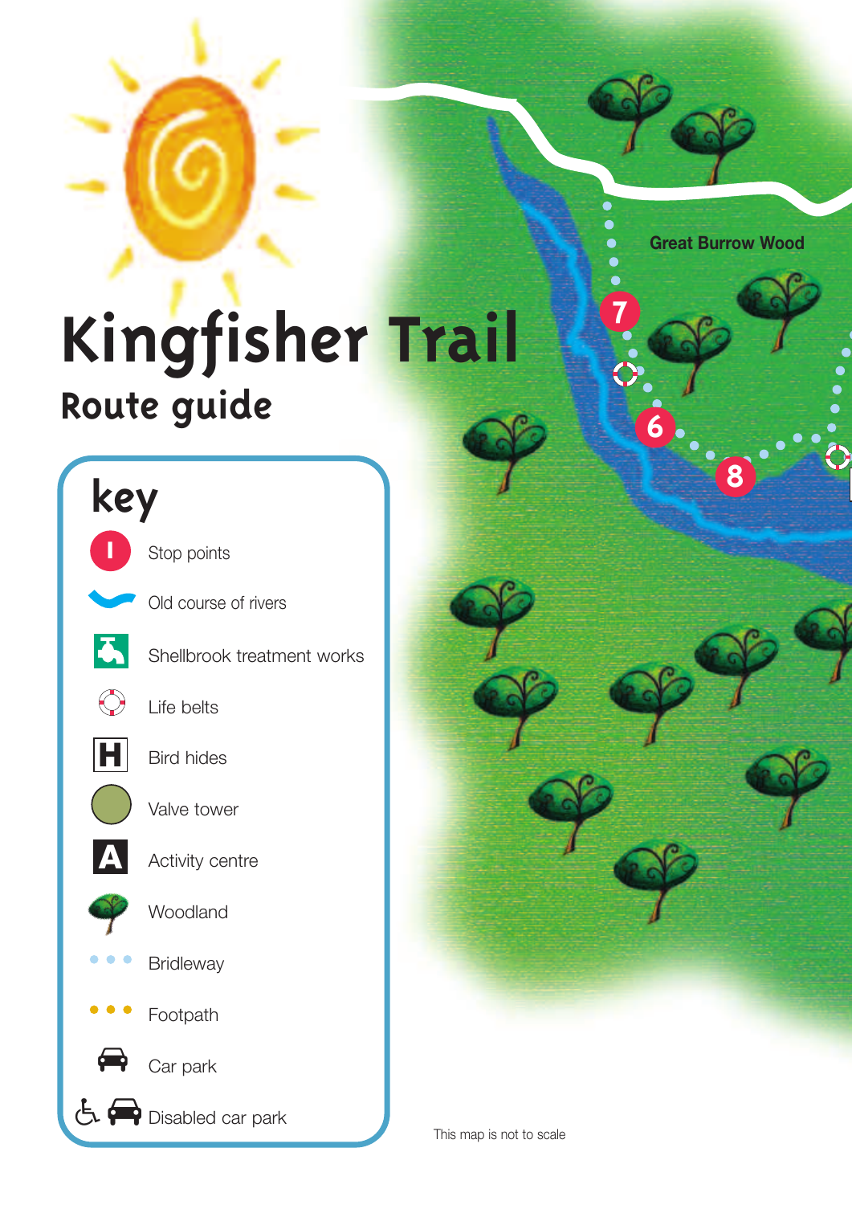# Kingfisher Trail

## Route guide

**key**

- Stop points
- Old course of rivers
- Shellbrook treatment works
- Life belts
- Bird hides
- Valve tower
- Activity centre
- Woodland
- Bridleway
- Footpath
- Car park
- Disabled car park

Great Burrow Wood

7

6

8

This map is not to scale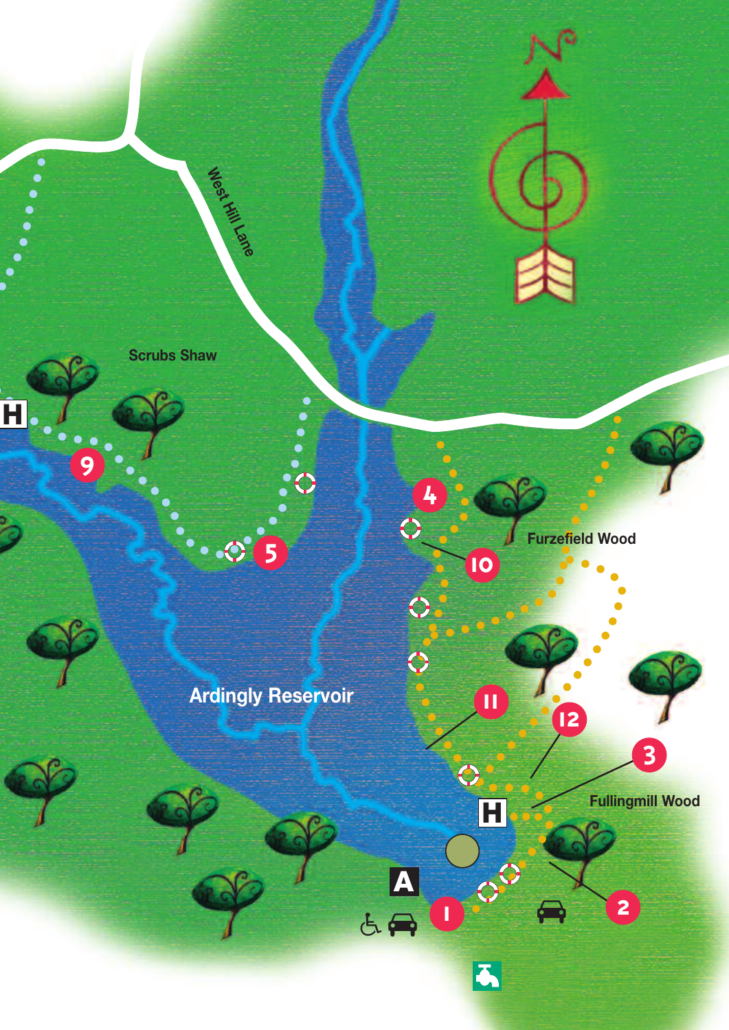West Hill Lane

Scrubs Shaw

H

9

5

4

10

Furzefield Wood

Ardingly Reservoir

11

12

3

H

Fullingmill Wood

A

1

2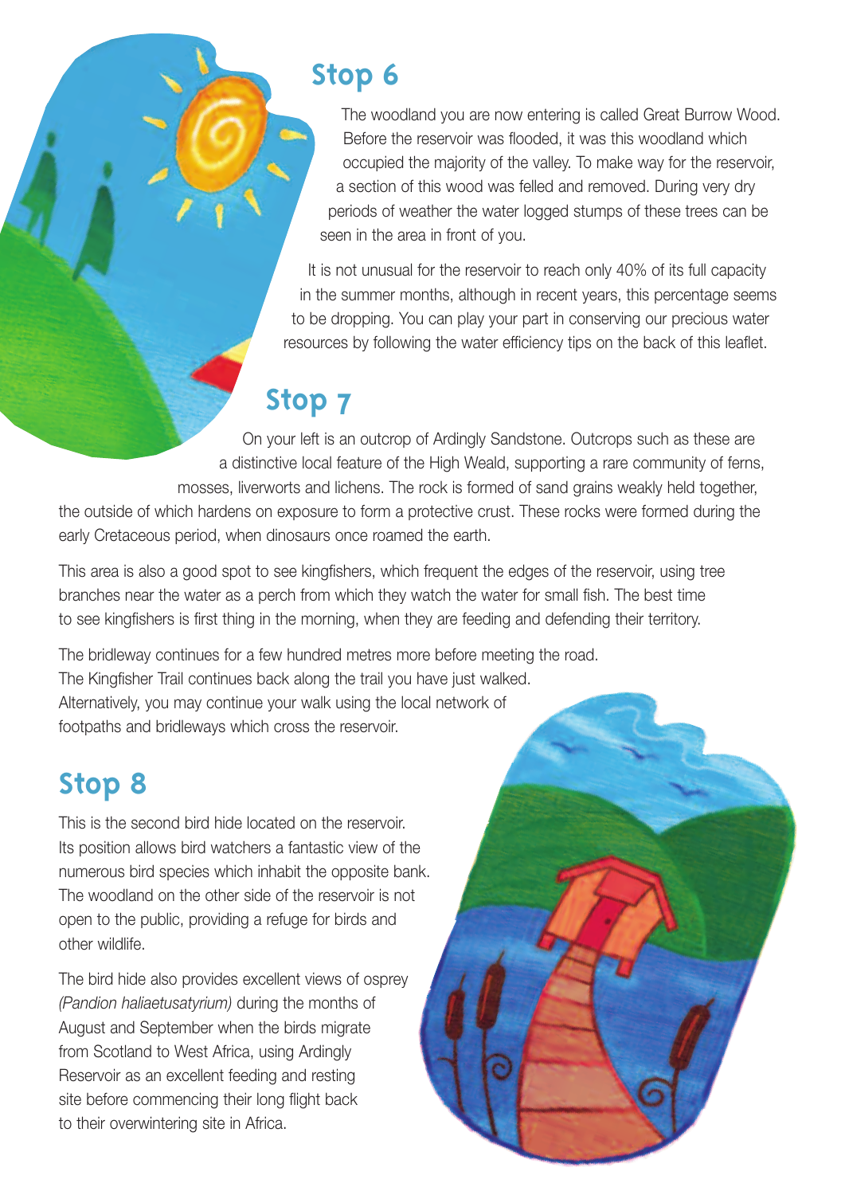## Stop 6

The woodland you are now entering is called Great Burrow Wood. Before the reservoir was flooded, it was this woodland which occupied the majority of the valley. To make way for the reservoir, a section of this wood was felled and removed. During very dry periods of weather the water logged stumps of these trees can be seen in the area in front of you.

It is not unusual for the reservoir to reach only 40% of its full capacity in the summer months, although in recent years, this percentage seems to be dropping. You can play your part in conserving our precious water resources by following the water efficiency tips on the back of this leaflet.

## Stop 7

On your left is an outcrop of Ardingly Sandstone. Outcrops such as these are a distinctive local feature of the High Weald, supporting a rare community of ferns, mosses, liverworts and lichens. The rock is formed of sand grains weakly held together, the outside of which hardens on exposure to form a protective crust. These rocks were formed during the early Cretaceous period, when dinosaurs once roamed the earth.

This area is also a good spot to see kingfishers, which frequent the edges of the reservoir, using tree branches near the water as a perch from which they watch the water for small fish. The best time to see kingfishers is first thing in the morning, when they are feeding and defending their territory.

The bridleway continues for a few hundred metres more before meeting the road. The Kingfisher Trail continues back along the trail you have just walked. Alternatively, you may continue your walk using the local network of footpaths and bridleways which cross the reservoir.

## Stop 8

This is the second bird hide located on the reservoir. Its position allows bird watchers a fantastic view of the numerous bird species which inhabit the opposite bank. The woodland on the other side of the reservoir is not open to the public, providing a refuge for birds and other wildlife.

The bird hide also provides excellent views of osprey *(Pandion haliaetusatyrium)* during the months of August and September when the birds migrate from Scotland to West Africa, using Ardingly Reservoir as an excellent feeding and resting site before commencing their long flight back to their overwintering site in Africa.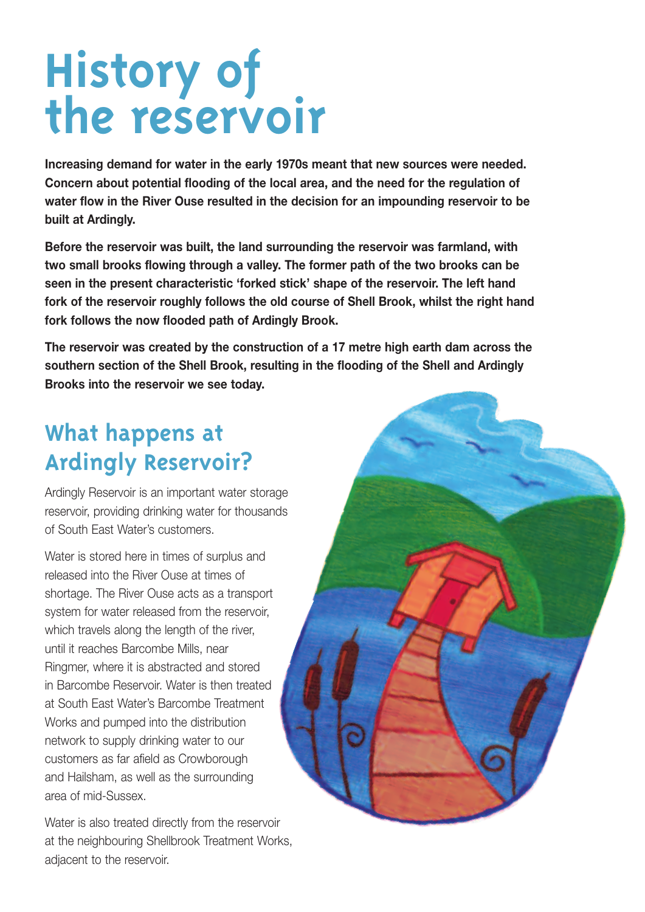# History of the reservoir

**Increasing demand for water in the early 1970s meant that new sources were needed. Concern about potential flooding of the local area, and the need for the regulation of water flow in the River Ouse resulted in the decision for an impounding reservoir to be built at Ardingly.**

**Before the reservoir was built, the land surrounding the reservoir was farmland, with two small brooks flowing through a valley. The former path of the two brooks can be seen in the present characteristic 'forked stick' shape of the reservoir. The left hand fork of the reservoir roughly follows the old course of Shell Brook, whilst the right hand fork follows the now flooded path of Ardingly Brook.**

**The reservoir was created by the construction of a 17 metre high earth dam across the southern section of the Shell Brook, resulting in the flooding of the Shell and Ardingly Brooks into the reservoir we see today.**

## What happens at Ardingly Reservoir?

Ardingly Reservoir is an important water storage reservoir, providing drinking water for thousands of South East Water's customers.

Water is stored here in times of surplus and released into the River Ouse at times of shortage. The River Ouse acts as a transport system for water released from the reservoir, which travels along the length of the river, until it reaches Barcombe Mills, near Ringmer, where it is abstracted and stored in Barcombe Reservoir. Water is then treated at South East Water's Barcombe Treatment Works and pumped into the distribution network to supply drinking water to our customers as far afield as Crowborough and Hailsham, as well as the surrounding area of mid-Sussex.

Water is also treated directly from the reservoir at the neighbouring Shellbrook Treatment Works, adjacent to the reservoir.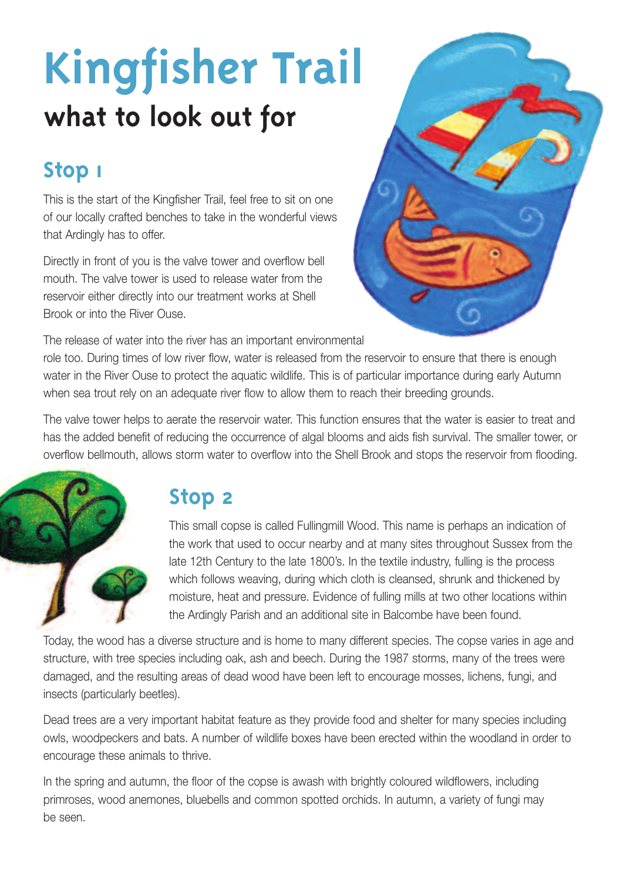# Kingfisher Trail

## what to look out for

### Stop 1

This is the start of the Kingfisher Trail, feel free to sit on one of our locally crafted benches to take in the wonderful views that Ardingly has to offer.

Directly in front of you is the valve tower and overflow bell mouth. The valve tower is used to release water from the reservoir either directly into our treatment works at Shell Brook or into the River Ouse.

The release of water into the river has an important environmental role too. During times of low river flow, water is released from the reservoir to ensure that there is enough water in the River Ouse to protect the aquatic wildlife. This is of particular importance during early Autumn when sea trout rely on an adequate river flow to allow them to reach their breeding grounds.

The valve tower helps to aerate the reservoir water. This function ensures that the water is easier to treat and has the added benefit of reducing the occurrence of algal blooms and aids fish survival. The smaller tower, or overflow bellmouth, allows storm water to overflow into the Shell Brook and stops the reservoir from flooding.

### Stop 2

This small copse is called Fullingmill Wood. This name is perhaps an indication of the work that used to occur nearby and at many sites throughout Sussex from the late 12th Century to the late 1800's. In the textile industry, fulling is the process which follows weaving, during which cloth is cleansed, shrunk and thickened by moisture, heat and pressure. Evidence of fulling mills at two other locations within the Ardingly Parish and an additional site in Balcombe have been found.

Today, the wood has a diverse structure and is home to many different species. The copse varies in age and structure, with tree species including oak, ash and beech. During the 1987 storms, many of the trees were damaged, and the resulting areas of dead wood have been left to encourage mosses, lichens, fungi, and insects (particularly beetles).

Dead trees are a very important habitat feature as they provide food and shelter for many species including owls, woodpeckers and bats. A number of wildlife boxes have been erected within the woodland in order to encourage these animals to thrive.

In the spring and autumn, the floor of the copse is awash with brightly coloured wildflowers, including primroses, wood anemones, bluebells and common spotted orchids. In autumn, a variety of fungi may be seen.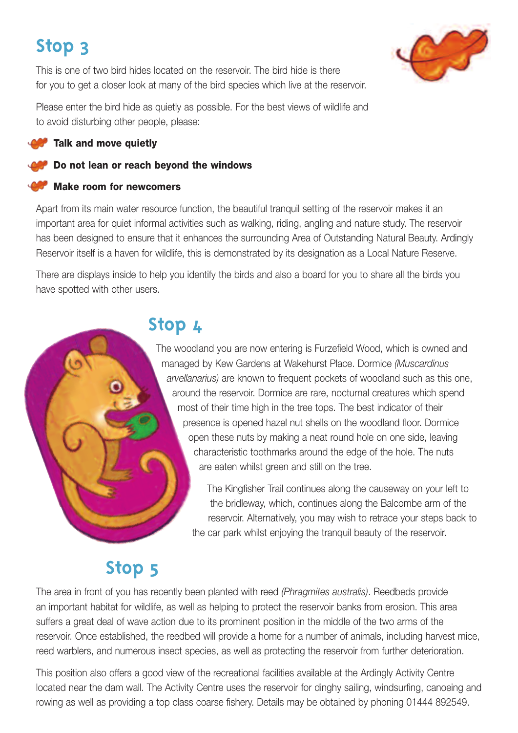## Stop 3

This is one of two bird hides located on the reservoir. The bird hide is there for you to get a closer look at many of the bird species which live at the reservoir.

Please enter the bird hide as quietly as possible. For the best views of wildlife and to avoid disturbing other people, please:

- **Talk and move quietly**
- **Do not lean or reach beyond the windows**
- **Make room for newcomers**

Apart from its main water resource function, the beautiful tranquil setting of the reservoir makes it an important area for quiet informal activities such as walking, riding, angling and nature study. The reservoir has been designed to ensure that it enhances the surrounding Area of Outstanding Natural Beauty. Ardingly Reservoir itself is a haven for wildlife, this is demonstrated by its designation as a Local Nature Reserve.

There are displays inside to help you identify the birds and also a board for you to share all the birds you have spotted with other users.

## Stop 4

The woodland you are now entering is Furzefield Wood, which is owned and managed by Kew Gardens at Wakehurst Place. Dormice *(Muscardinus arvellanarius)* are known to frequent pockets of woodland such as this one, around the reservoir. Dormice are rare, nocturnal creatures which spend most of their time high in the tree tops. The best indicator of their presence is opened hazel nut shells on the woodland floor. Dormice open these nuts by making a neat round hole on one side, leaving characteristic toothmarks around the edge of the hole. The nuts are eaten whilst green and still on the tree.

The Kingfisher Trail continues along the causeway on your left to the bridleway, which, continues along the Balcombe arm of the reservoir. Alternatively, you may wish to retrace your steps back to the car park whilst enjoying the tranquil beauty of the reservoir.

## Stop 5

The area in front of you has recently been planted with reed *(Phragmites australis)*. Reedbeds provide an important habitat for wildlife, as well as helping to protect the reservoir banks from erosion. This area suffers a great deal of wave action due to its prominent position in the middle of the two arms of the reservoir. Once established, the reedbed will provide a home for a number of animals, including harvest mice, reed warblers, and numerous insect species, as well as protecting the reservoir from further deterioration.

This position also offers a good view of the recreational facilities available at the Ardingly Activity Centre located near the dam wall. The Activity Centre uses the reservoir for dinghy sailing, windsurfing, canoeing and rowing as well as providing a top class coarse fishery. Details may be obtained by phoning 01444 892549.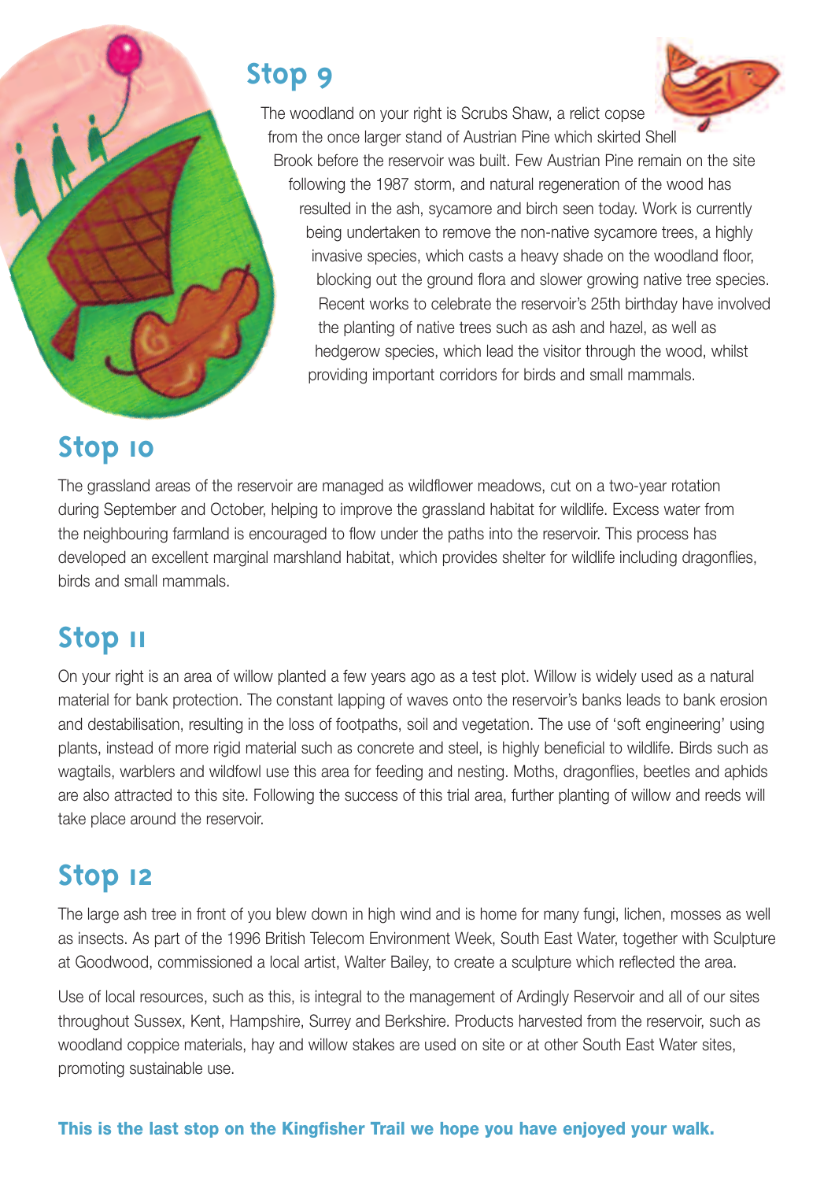## Stop 9

The woodland on your right is Scrubs Shaw, a relict copse from the once larger stand of Austrian Pine which skirted Shell Brook before the reservoir was built. Few Austrian Pine remain on the site following the 1987 storm, and natural regeneration of the wood has resulted in the ash, sycamore and birch seen today. Work is currently being undertaken to remove the non-native sycamore trees, a highly invasive species, which casts a heavy shade on the woodland floor, blocking out the ground flora and slower growing native tree species. Recent works to celebrate the reservoir's 25th birthday have involved the planting of native trees such as ash and hazel, as well as hedgerow species, which lead the visitor through the wood, whilst providing important corridors for birds and small mammals.

## Stop 10

The grassland areas of the reservoir are managed as wildflower meadows, cut on a two-year rotation during September and October, helping to improve the grassland habitat for wildlife. Excess water from the neighbouring farmland is encouraged to flow under the paths into the reservoir. This process has developed an excellent marginal marshland habitat, which provides shelter for wildlife including dragonflies, birds and small mammals.

## Stop 11

On your right is an area of willow planted a few years ago as a test plot. Willow is widely used as a natural material for bank protection. The constant lapping of waves onto the reservoir's banks leads to bank erosion and destabilisation, resulting in the loss of footpaths, soil and vegetation. The use of 'soft engineering' using plants, instead of more rigid material such as concrete and steel, is highly beneficial to wildlife. Birds such as wagtails, warblers and wildfowl use this area for feeding and nesting. Moths, dragonflies, beetles and aphids are also attracted to this site. Following the success of this trial area, further planting of willow and reeds will take place around the reservoir.

## Stop 12

The large ash tree in front of you blew down in high wind and is home for many fungi, lichen, mosses as well as insects. As part of the 1996 British Telecom Environment Week, South East Water, together with Sculpture at Goodwood, commissioned a local artist, Walter Bailey, to create a sculpture which reflected the area.

Use of local resources, such as this, is integral to the management of Ardingly Reservoir and all of our sites throughout Sussex, Kent, Hampshire, Surrey and Berkshire. Products harvested from the reservoir, such as woodland coppice materials, hay and willow stakes are used on site or at other South East Water sites, promoting sustainable use.

**This is the last stop on the Kingfisher Trail we hope you have enjoyed your walk.**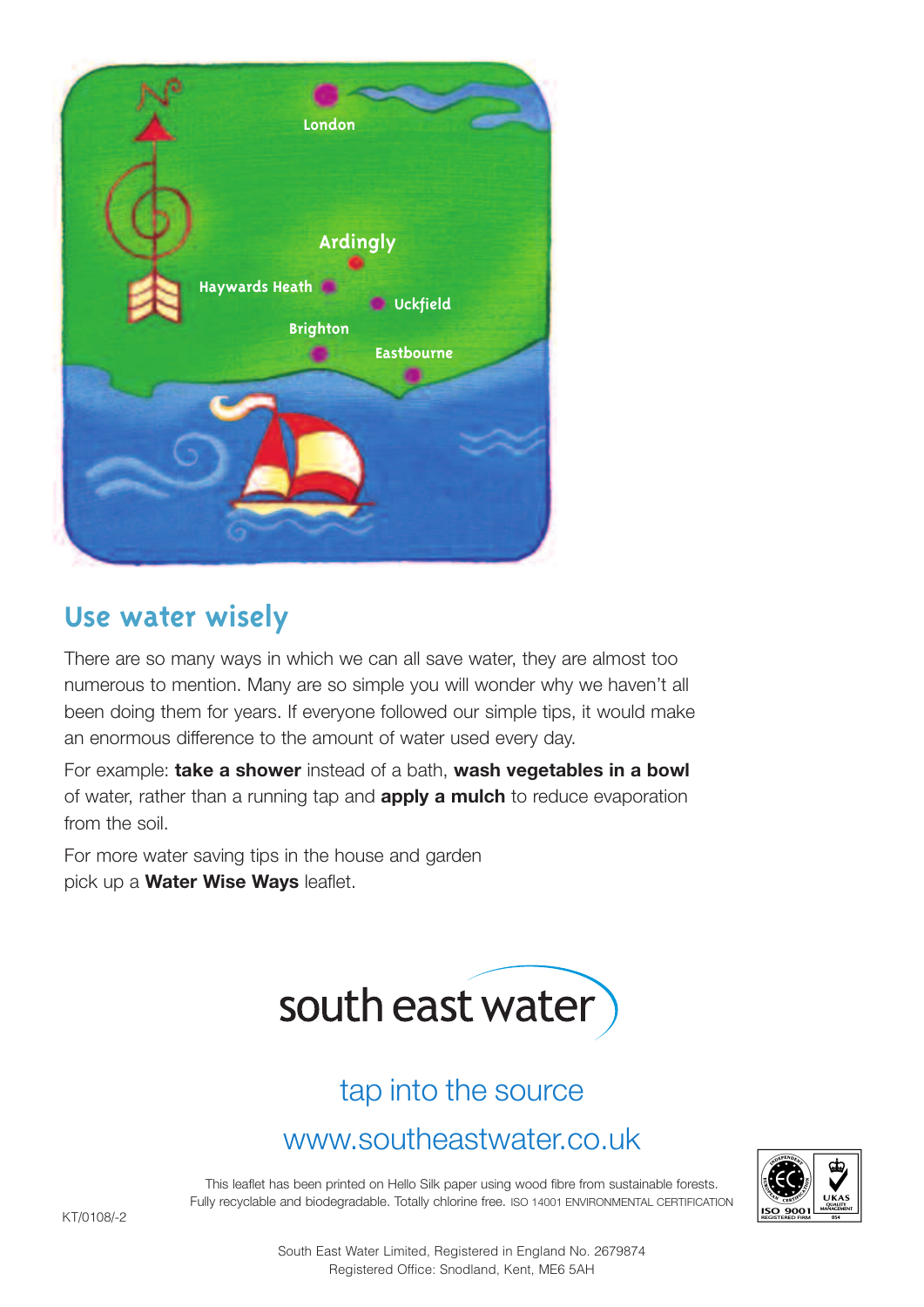London

Ardingly

Haywards Heath

Uckfield

Brighton

Eastbourne

## Use water wisely

There are so many ways in which we can all save water, they are almost too numerous to mention. Many are so simple you will wonder why we haven't all been doing them for years. If everyone followed our simple tips, it would make an enormous difference to the amount of water used every day.

For example: **take a shower** instead of a bath, **wash vegetables in a bowl** of water, rather than a running tap and **apply a mulch** to reduce evaporation from the soil.

For more water saving tips in the house and garden pick up a **Water Wise Ways** leaflet.

south east water

tap into the source

www.southeastwater.co.uk

This leaflet has been printed on Hello Silk paper using wood fibre from sustainable forests. Fully recyclable and biodegradable. Totally chlorine free. ISO 14001 ENVIRONMENTAL CERTIFICATION

KT/0108/-2

South East Water Limited, Registered in England No. 2679874
Registered Office: Snodland, Kent, ME6 5AH